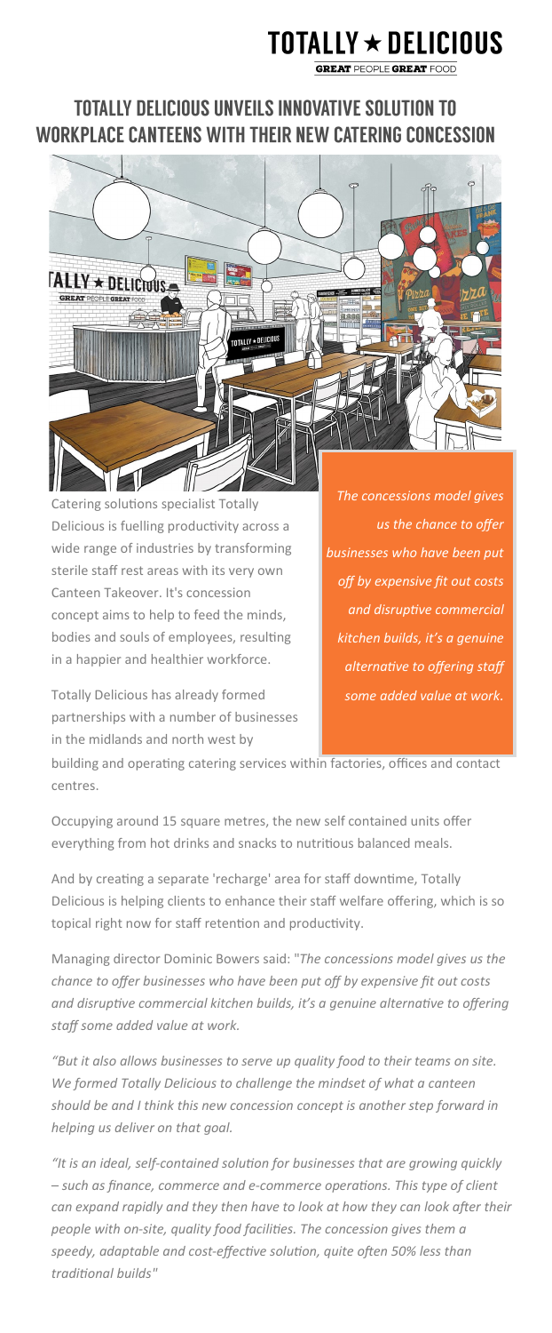# TOTALLY ★ DELICIOUS

**GREAT** PEOPLE **GREAT** FOOD

## TOTALLY DELICIOUS UNVEILS INNOVATIVE SOLUTION TO WORKPLACE CANTEENS WITH THEIR NEW CATERING CONCESSION

Catering solutions specialist Totally Delicious is fuelling productivity across a wide range of industries by transforming sterile staff rest areas with its very own Canteen Takeover. It's concession concept aims to help to feed the minds, bodies and souls of employees, resulting in a happier and healthier workforce.

> *The concessions model gives us the chance to offer businesses who have been put off by expensive fit out costs and disruptive commercial kitchen builds, it's a genuine alternative to offering staff some added value at work.*

Totally Delicious has already formed partnerships with a number of businesses in the midlands and north west by building and operating catering services within factories, offices and contact centres.

Occupying around 15 square metres, the new self contained units offer everything from hot drinks and snacks to nutritious balanced meals.

And by creating a separate 'recharge' area for staff downtime, Totally Delicious is helping clients to enhance their staff welfare offering, which is so topical right now for staff retention and productivity.

Managing director Dominic Bowers said: "*The concessions model gives us the chance to offer businesses who have been put off by expensive fit out costs and disruptive commercial kitchen builds, it's a genuine alternative to offering staff some added value at work.*

*"But it also allows businesses to serve up quality food to their teams on site. We formed Totally Delicious to challenge the mindset of what a canteen should be and I think this new concession concept is another step forward in helping us deliver on that goal.*

*"It is an ideal, self-contained solution for businesses that are growing quickly – such as finance, commerce and e-commerce operations. This type of client can expand rapidly and they then have to look at how they can look after their people with on-site, quality food facilities. The concession gives them a speedy, adaptable and cost-effective solution, quite often 50% less than traditional builds"*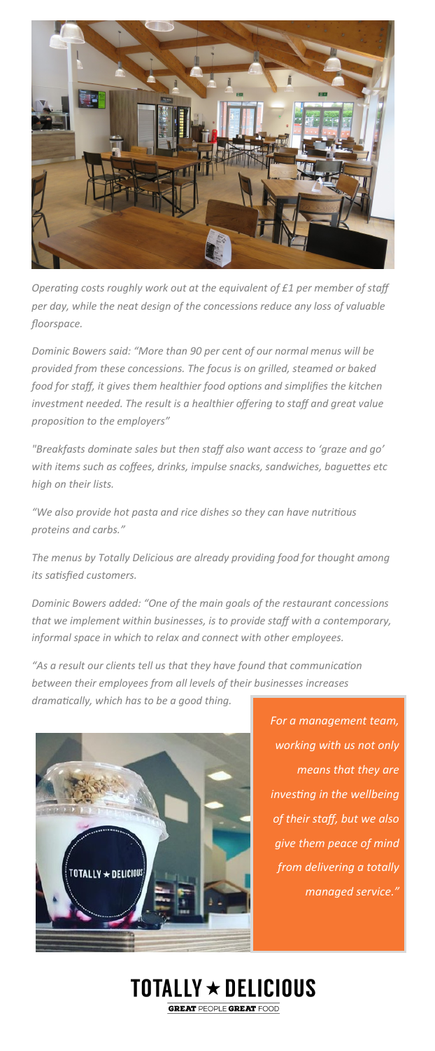*Operating costs roughly work out at the equivalent of £1 per member of staff per day, while the neat design of the concessions reduce any loss of valuable floorspace.*

*Dominic Bowers said: "More than 90 per cent of our normal menus will be provided from these concessions. The focus is on grilled, steamed or baked food for staff, it gives them healthier food options and simplifies the kitchen investment needed. The result is a healthier offering to staff and great value proposition to the employers"*

*"Breakfasts dominate sales but then staff also want access to 'graze and go' with items such as coffees, drinks, impulse snacks, sandwiches, baguettes etc high on their lists.*

*"We also provide hot pasta and rice dishes so they can have nutritious proteins and carbs."*

*The menus by Totally Delicious are already providing food for thought among its satisfied customers.*

*Dominic Bowers added: "One of the main goals of the restaurant concessions that we implement within businesses, is to provide staff with a contemporary, informal space in which to relax and connect with other employees.*

*"As a result our clients tell us that they have found that communication between their employees from all levels of their businesses increases dramatically, which has to be a good thing.*

*For a management team, working with us not only means that they are investing in the wellbeing of their staff, but we also give them peace of mind from delivering a totally managed service."*

**TOTALLY ★ DELICIOUS**

**GREAT** PEOPLE **GREAT** FOOD